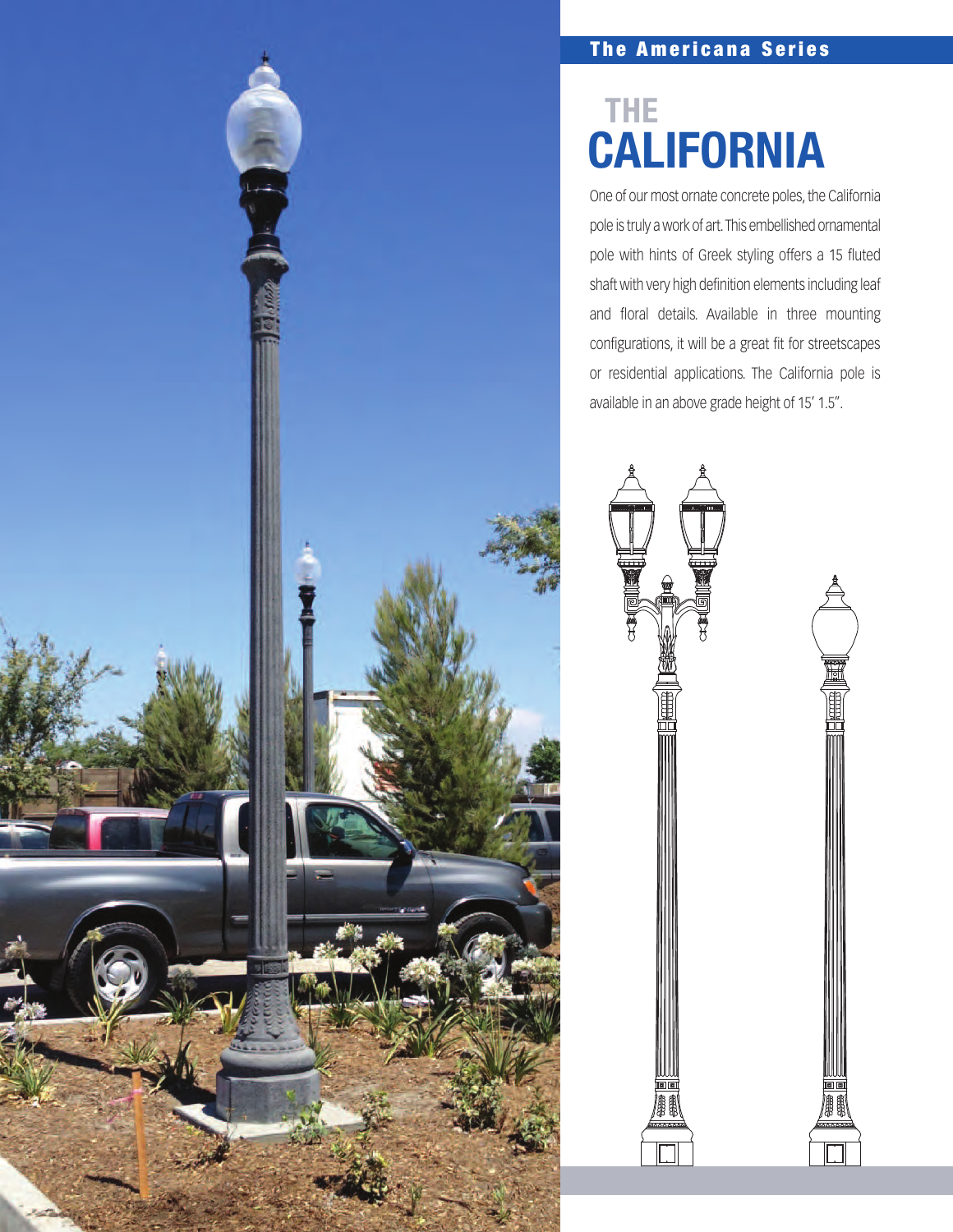## The Americana Series

# THE CALIFORNIA

One of our most ornate concrete poles, the California pole is truly a work of art. This embellished ornamental pole with hints of Greek styling offers a 15 fluted shaft with very high definition elements including leaf and floral details. Available in three mounting configurations, it will be a great fit for streetscapes or residential applications. The California pole is available in an above grade height of 15' 1.5".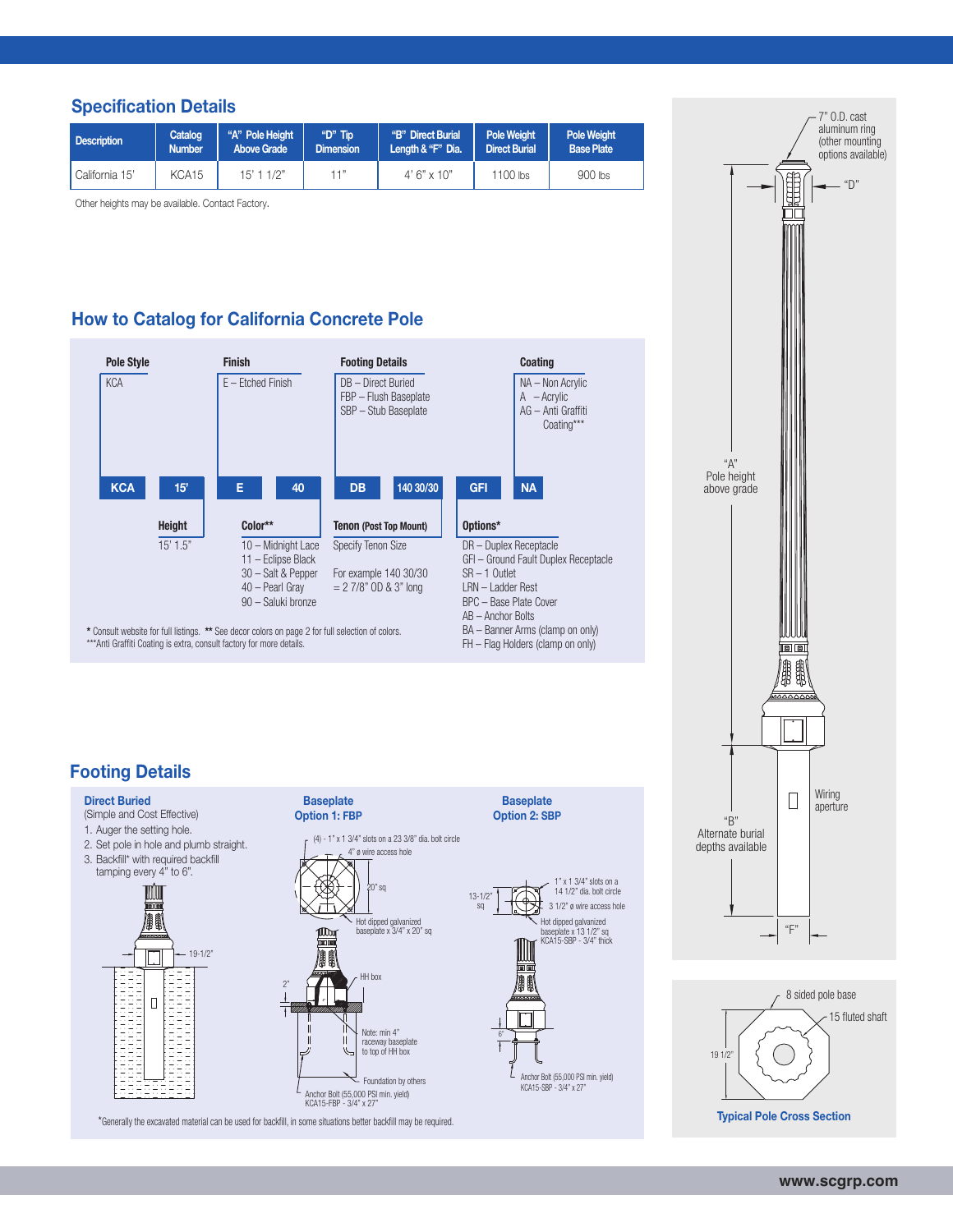## Specification Details

| Description | Catalog Number | "A" Pole Height Above Grade | "D" Tip Dimension | "B" Direct Burial Length & "F" Dia. | Pole Weight Direct Burial | Pole Weight Base Plate |
|---|---|---|---|---|---|---|
| California 15' | KCA15 | 15' 1 1/2" | 11" | 4' 6" x 10" | 1100 lbs | 900 lbs |

Other heights may be available. Contact Factory.

## How to Catalog for California Concrete Pole

**Pole Style**
KCA

**Finish**
E – Etched Finish

**Footing Details**
DB – Direct Buried
FBP – Flush Baseplate
SBP – Stub Baseplate

**Coating**
NA – Non Acrylic
A – Acrylic
AG – Anti Graffiti Coating***

KCA | 15' | E | 40 | DB | 140 30/30 | GFI | NA

**Height**
15' 1.5"

**Color****
10 – Midnight Lace
11 – Eclipse Black
30 – Salt & Pepper
40 – Pearl Gray
90 – Saluki bronze

**Tenon (Post Top Mount)**
Specify Tenon Size

For example 140 30/30
= 2 7/8" OD & 3" long

**Options***
DR – Duplex Receptacle
GFI – Ground Fault Duplex Receptacle
SR – 1 Outlet
LRN – Ladder Rest
BPC – Base Plate Cover
AB – Anchor Bolts
BA – Banner Arms (clamp on only)
FH – Flag Holders (clamp on only)

* Consult website for full listings. ** See decor colors on page 2 for full selection of colors.
***Anti Graffiti Coating is extra, consult factory for more details.

## Footing Details

**Direct Buried**
(Simple and Cost Effective)

1. Auger the setting hole.
2. Set pole in hole and plumb straight.
3. Backfill* with required backfill tamping every 4" to 6".

19-1/2"

**Baseplate Option 1: FBP**

(4) - 1" x 1 3/4" slots on a 23 3/8" dia. bolt circle
4" ø wire access hole
20" sq
Hot dipped galvanized baseplate x 3/4" x 20" sq
2"
HH box
Note: min 4" raceway baseplate to top of HH box
Foundation by others
Anchor Bolt (55,000 PSI min. yield)
KCA15-FBP - 3/4" x 27"

**Baseplate Option 2: SBP**

13-1/2" sq
1" x 1 3/4" slots on a 14 1/2" dia. bolt circle
3 1/2" ø wire access hole
Hot dipped galvanized baseplate x 13 1/2" sq
KCA15-SBP - 3/4" thick
6"
Anchor Bolt (55,000 PSI min. yield)
KCA15-SBP - 3/4" x 27"

*Generally the excavated material can be used for backfill, in some situations better backfill may be required.

7" O.D. cast aluminum ring (other mounting options available)
"D"
"A"
Pole height above grade
Wiring aperture
"B"
Alternate burial depths available
"F"

8 sided pole base
15 fluted shaft
19 1/2"

Typical Pole Cross Section

www.scgrp.com